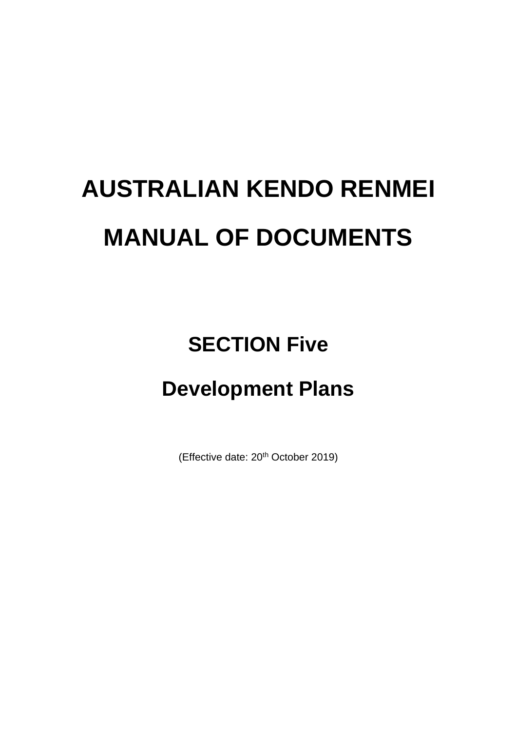# AUSTRALIAN KENDO RENMEI

# MANUAL OF DOCUMENTS

## SECTION Five

## Development Plans

(Effective date: 20th October 2019)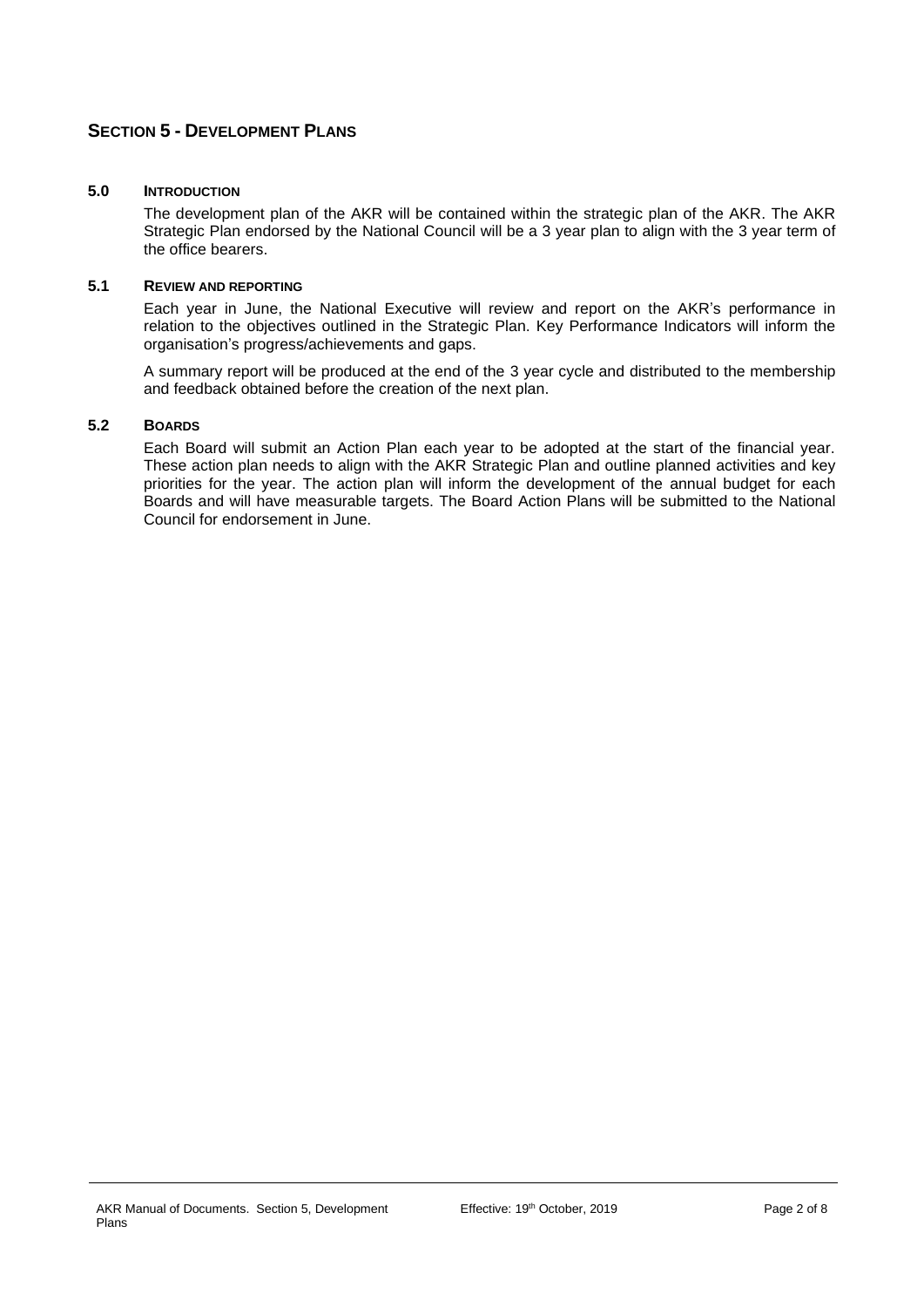# Section 5 - Development Plans

## 5.0 Introduction

The development plan of the AKR will be contained within the strategic plan of the AKR. The AKR Strategic Plan endorsed by the National Council will be a 3 year plan to align with the 3 year term of the office bearers.

## 5.1 Review and reporting

Each year in June, the National Executive will review and report on the AKR's performance in relation to the objectives outlined in the Strategic Plan. Key Performance Indicators will inform the organisation's progress/achievements and gaps.

A summary report will be produced at the end of the 3 year cycle and distributed to the membership and feedback obtained before the creation of the next plan.

## 5.2 Boards

Each Board will submit an Action Plan each year to be adopted at the start of the financial year. These action plan needs to align with the AKR Strategic Plan and outline planned activities and key priorities for the year. The action plan will inform the development of the annual budget for each Boards and will have measurable targets. The Board Action Plans will be submitted to the National Council for endorsement in June.